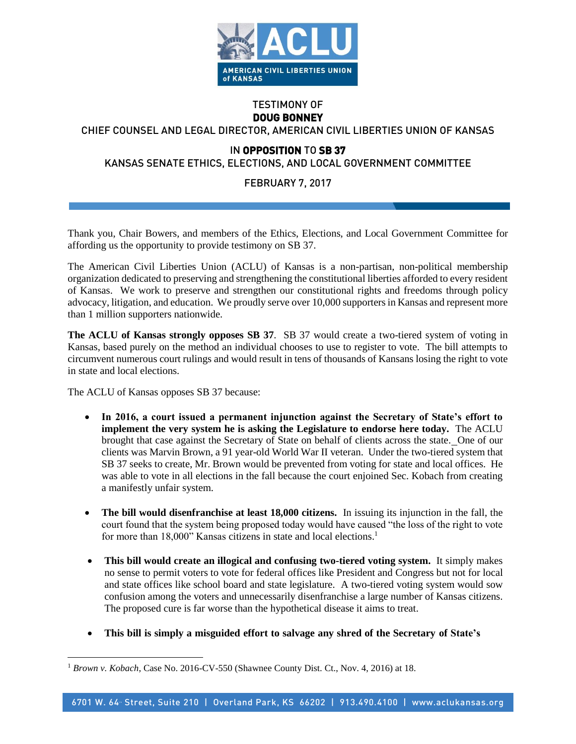# TESTIMONY OF
## DOUG BONNEY
### CHIEF COUNSEL AND LEGAL DIRECTOR, AMERICAN CIVIL LIBERTIES UNION OF KANSAS

### IN **OPPOSITION** TO **SB 37**
### KANSAS SENATE ETHICS, ELECTIONS, AND LOCAL GOVERNMENT COMMITTEE

### FEBRUARY 7, 2017

Thank you, Chair Bowers, and members of the Ethics, Elections, and Local Government Committee for affording us the opportunity to provide testimony on SB 37.

The American Civil Liberties Union (ACLU) of Kansas is a non-partisan, non-political membership organization dedicated to preserving and strengthening the constitutional liberties afforded to every resident of Kansas. We work to preserve and strengthen our constitutional rights and freedoms through policy advocacy, litigation, and education. We proudly serve over 10,000 supporters in Kansas and represent more than 1 million supporters nationwide.

**The ACLU of Kansas strongly opposes SB 37**. SB 37 would create a two-tiered system of voting in Kansas, based purely on the method an individual chooses to use to register to vote. The bill attempts to circumvent numerous court rulings and would result in tens of thousands of Kansans losing the right to vote in state and local elections.

The ACLU of Kansas opposes SB 37 because:

- **In 2016, a court issued a permanent injunction against the Secretary of State's effort to implement the very system he is asking the Legislature to endorse here today.** The ACLU brought that case against the Secretary of State on behalf of clients across the state. One of our clients was Marvin Brown, a 91 year-old World War II veteran. Under the two-tiered system that SB 37 seeks to create, Mr. Brown would be prevented from voting for state and local offices. He was able to vote in all elections in the fall because the court enjoined Sec. Kobach from creating a manifestly unfair system.

- **The bill would disenfranchise at least 18,000 citizens.** In issuing its injunction in the fall, the court found that the system being proposed today would have caused "the loss of the right to vote for more than 18,000" Kansas citizens in state and local elections.[1]

- **This bill would create an illogical and confusing two-tiered voting system.** It simply makes no sense to permit voters to vote for federal offices like President and Congress but not for local and state offices like school board and state legislature. A two-tiered voting system would sow confusion among the voters and unnecessarily disenfranchise a large number of Kansas citizens. The proposed cure is far worse than the hypothetical disease it aims to treat.

- **This bill is simply a misguided effort to salvage any shred of the Secretary of State's**

[1] *Brown v. Kobach*, Case No. 2016-CV-550 (Shawnee County Dist. Ct., Nov. 4, 2016) at 18.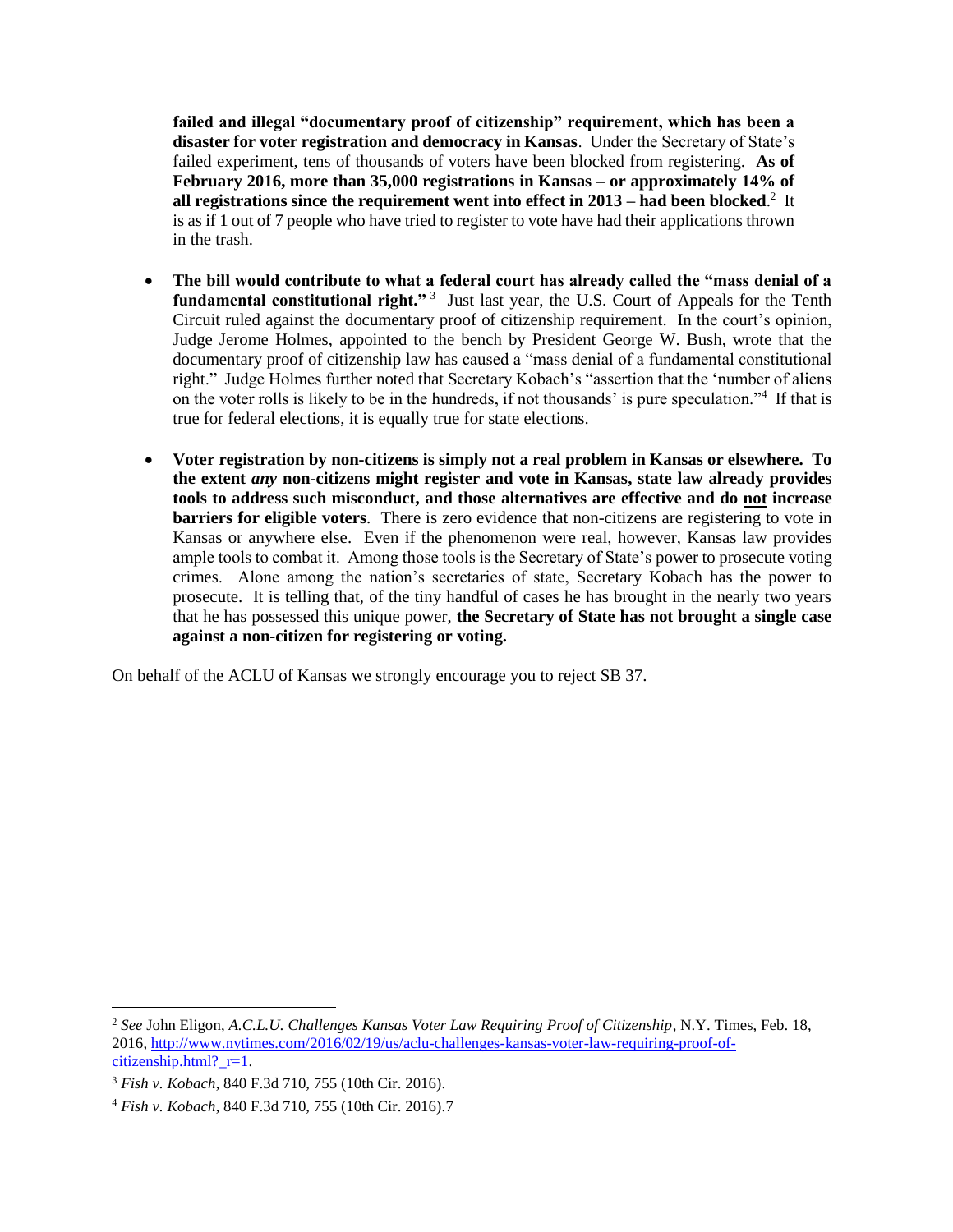**failed and illegal "documentary proof of citizenship" requirement, which has been a disaster for voter registration and democracy in Kansas**. Under the Secretary of State's failed experiment, tens of thousands of voters have been blocked from registering. **As of February 2016, more than 35,000 registrations in Kansas – or approximately 14% of all registrations since the requirement went into effect in 2013 – had been blocked**.[2] It is as if 1 out of 7 people who have tried to register to vote have had their applications thrown in the trash.

- **The bill would contribute to what a federal court has already called the "mass denial of a fundamental constitutional right."**[3] Just last year, the U.S. Court of Appeals for the Tenth Circuit ruled against the documentary proof of citizenship requirement. In the court's opinion, Judge Jerome Holmes, appointed to the bench by President George W. Bush, wrote that the documentary proof of citizenship law has caused a "mass denial of a fundamental constitutional right." Judge Holmes further noted that Secretary Kobach's "assertion that the 'number of aliens on the voter rolls is likely to be in the hundreds, if not thousands' is pure speculation."[4] If that is true for federal elections, it is equally true for state elections.

- **Voter registration by non-citizens is simply not a real problem in Kansas or elsewhere. To the extent *any* non-citizens might register and vote in Kansas, state law already provides tools to address such misconduct, and those alternatives are effective and do <u>not</u> increase barriers for eligible voters**. There is zero evidence that non-citizens are registering to vote in Kansas or anywhere else. Even if the phenomenon were real, however, Kansas law provides ample tools to combat it. Among those tools is the Secretary of State's power to prosecute voting crimes. Alone among the nation's secretaries of state, Secretary Kobach has the power to prosecute. It is telling that, of the tiny handful of cases he has brought in the nearly two years that he has possessed this unique power, **the Secretary of State has not brought a single case against a non-citizen for registering or voting.**

On behalf of the ACLU of Kansas we strongly encourage you to reject SB 37.

---

[2] *See* John Eligon, *A.C.L.U. Challenges Kansas Voter Law Requiring Proof of Citizenship*, N.Y. Times, Feb. 18, 2016, http://www.nytimes.com/2016/02/19/us/aclu-challenges-kansas-voter-law-requiring-proof-of-citizenship.html?_r=1.

[3] *Fish v. Kobach*, 840 F.3d 710, 755 (10th Cir. 2016).

[4] *Fish v. Kobach*, 840 F.3d 710, 755 (10th Cir. 2016).7